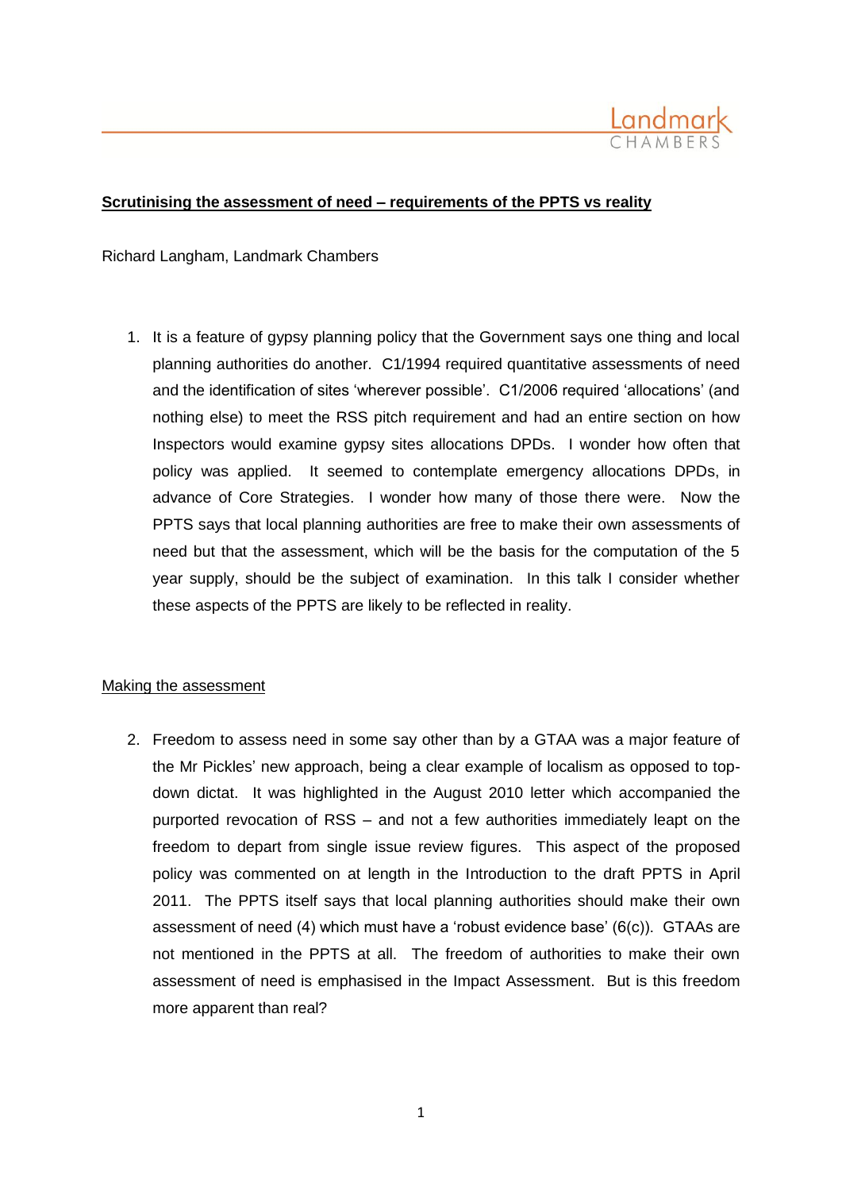**Scrutinising the assessment of need – requirements of the PPTS vs reality**

Richard Langham, Landmark Chambers

1. It is a feature of gypsy planning policy that the Government says one thing and local planning authorities do another. C1/1994 required quantitative assessments of need and the identification of sites 'wherever possible'. C1/2006 required 'allocations' (and nothing else) to meet the RSS pitch requirement and had an entire section on how Inspectors would examine gypsy sites allocations DPDs. I wonder how often that policy was applied. It seemed to contemplate emergency allocations DPDs, in advance of Core Strategies. I wonder how many of those there were. Now the PPTS says that local planning authorities are free to make their own assessments of need but that the assessment, which will be the basis for the computation of the 5 year supply, should be the subject of examination. In this talk I consider whether these aspects of the PPTS are likely to be reflected in reality.

Making the assessment

2. Freedom to assess need in some say other than by a GTAA was a major feature of the Mr Pickles' new approach, being a clear example of localism as opposed to top-down dictat. It was highlighted in the August 2010 letter which accompanied the purported revocation of RSS – and not a few authorities immediately leapt on the freedom to depart from single issue review figures. This aspect of the proposed policy was commented on at length in the Introduction to the draft PPTS in April 2011. The PPTS itself says that local planning authorities should make their own assessment of need (4) which must have a 'robust evidence base' (6(c)). GTAAs are not mentioned in the PPTS at all. The freedom of authorities to make their own assessment of need is emphasised in the Impact Assessment. But is this freedom more apparent than real?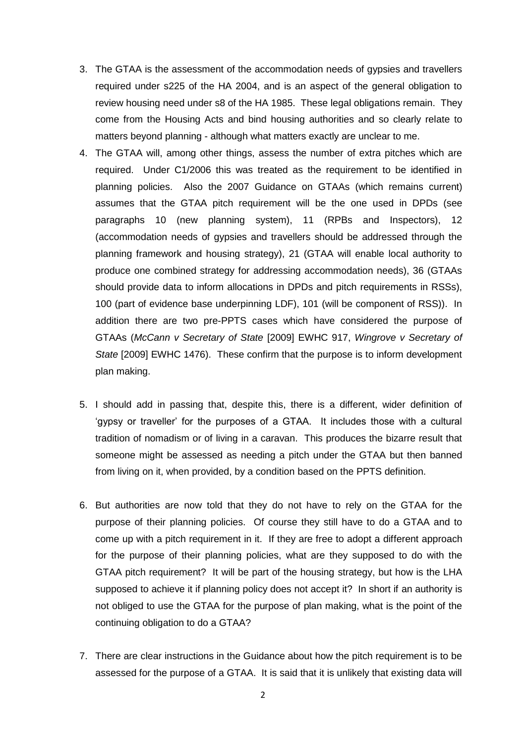3. The GTAA is the assessment of the accommodation needs of gypsies and travellers required under s225 of the HA 2004, and is an aspect of the general obligation to review housing need under s8 of the HA 1985. These legal obligations remain. They come from the Housing Acts and bind housing authorities and so clearly relate to matters beyond planning - although what matters exactly are unclear to me.
4. The GTAA will, among other things, assess the number of extra pitches which are required. Under C1/2006 this was treated as the requirement to be identified in planning policies. Also the 2007 Guidance on GTAAs (which remains current) assumes that the GTAA pitch requirement will be the one used in DPDs (see paragraphs 10 (new planning system), 11 (RPBs and Inspectors), 12 (accommodation needs of gypsies and travellers should be addressed through the planning framework and housing strategy), 21 (GTAA will enable local authority to produce one combined strategy for addressing accommodation needs), 36 (GTAAs should provide data to inform allocations in DPDs and pitch requirements in RSSs), 100 (part of evidence base underpinning LDF), 101 (will be component of RSS)). In addition there are two pre-PPTS cases which have considered the purpose of GTAAs (*McCann v Secretary of State* [2009] EWHC 917, *Wingrove v Secretary of State* [2009] EWHC 1476). These confirm that the purpose is to inform development plan making.

5. I should add in passing that, despite this, there is a different, wider definition of 'gypsy or traveller' for the purposes of a GTAA. It includes those with a cultural tradition of nomadism or of living in a caravan. This produces the bizarre result that someone might be assessed as needing a pitch under the GTAA but then banned from living on it, when provided, by a condition based on the PPTS definition.

6. But authorities are now told that they do not have to rely on the GTAA for the purpose of their planning policies. Of course they still have to do a GTAA and to come up with a pitch requirement in it. If they are free to adopt a different approach for the purpose of their planning policies, what are they supposed to do with the GTAA pitch requirement? It will be part of the housing strategy, but how is the LHA supposed to achieve it if planning policy does not accept it? In short if an authority is not obliged to use the GTAA for the purpose of plan making, what is the point of the continuing obligation to do a GTAA?

7. There are clear instructions in the Guidance about how the pitch requirement is to be assessed for the purpose of a GTAA. It is said that it is unlikely that existing data will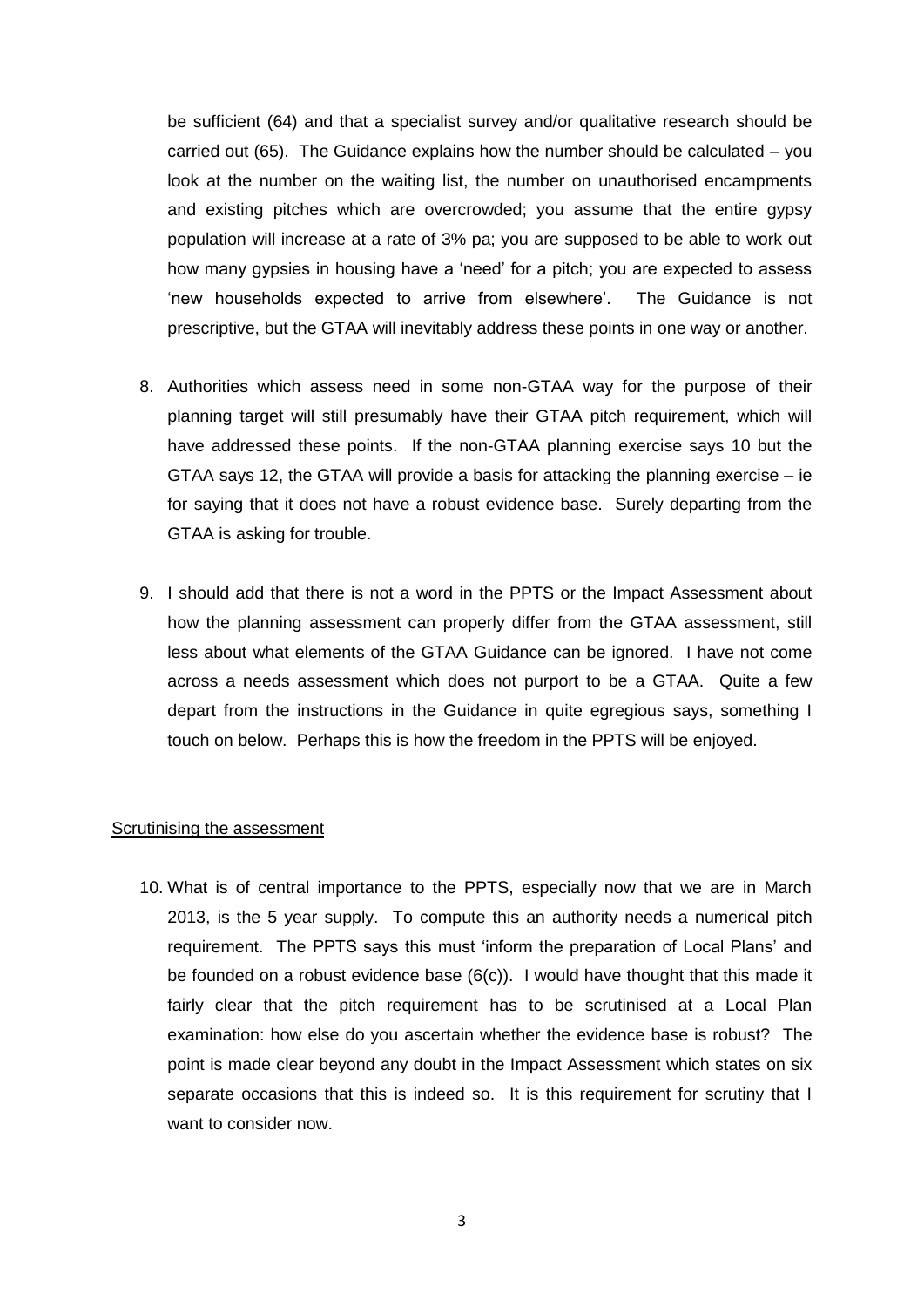be sufficient (64) and that a specialist survey and/or qualitative research should be carried out (65). The Guidance explains how the number should be calculated – you look at the number on the waiting list, the number on unauthorised encampments and existing pitches which are overcrowded; you assume that the entire gypsy population will increase at a rate of 3% pa; you are supposed to be able to work out how many gypsies in housing have a 'need' for a pitch; you are expected to assess 'new households expected to arrive from elsewhere'. The Guidance is not prescriptive, but the GTAA will inevitably address these points in one way or another.

8. Authorities which assess need in some non-GTAA way for the purpose of their planning target will still presumably have their GTAA pitch requirement, which will have addressed these points. If the non-GTAA planning exercise says 10 but the GTAA says 12, the GTAA will provide a basis for attacking the planning exercise – ie for saying that it does not have a robust evidence base. Surely departing from the GTAA is asking for trouble.

9. I should add that there is not a word in the PPTS or the Impact Assessment about how the planning assessment can properly differ from the GTAA assessment, still less about what elements of the GTAA Guidance can be ignored. I have not come across a needs assessment which does not purport to be a GTAA. Quite a few depart from the instructions in the Guidance in quite egregious says, something I touch on below. Perhaps this is how the freedom in the PPTS will be enjoyed.

<u>Scrutinising the assessment</u>

10. What is of central importance to the PPTS, especially now that we are in March 2013, is the 5 year supply. To compute this an authority needs a numerical pitch requirement. The PPTS says this must 'inform the preparation of Local Plans' and be founded on a robust evidence base (6(c)). I would have thought that this made it fairly clear that the pitch requirement has to be scrutinised at a Local Plan examination: how else do you ascertain whether the evidence base is robust? The point is made clear beyond any doubt in the Impact Assessment which states on six separate occasions that this is indeed so. It is this requirement for scrutiny that I want to consider now.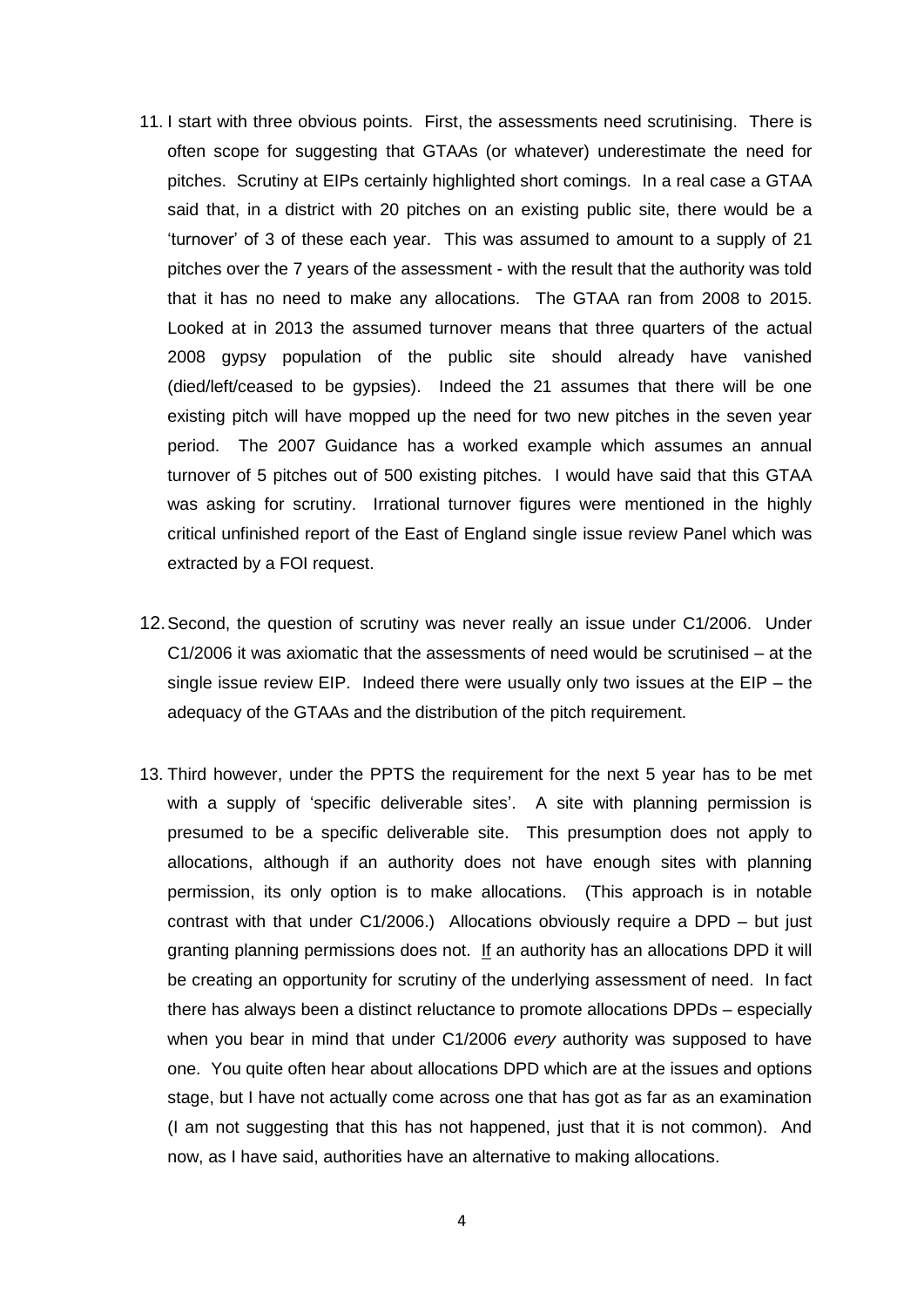11. I start with three obvious points. First, the assessments need scrutinising. There is often scope for suggesting that GTAAs (or whatever) underestimate the need for pitches. Scrutiny at EIPs certainly highlighted short comings. In a real case a GTAA said that, in a district with 20 pitches on an existing public site, there would be a 'turnover' of 3 of these each year. This was assumed to amount to a supply of 21 pitches over the 7 years of the assessment - with the result that the authority was told that it has no need to make any allocations. The GTAA ran from 2008 to 2015. Looked at in 2013 the assumed turnover means that three quarters of the actual 2008 gypsy population of the public site should already have vanished (died/left/ceased to be gypsies). Indeed the 21 assumes that there will be one existing pitch will have mopped up the need for two new pitches in the seven year period. The 2007 Guidance has a worked example which assumes an annual turnover of 5 pitches out of 500 existing pitches. I would have said that this GTAA was asking for scrutiny. Irrational turnover figures were mentioned in the highly critical unfinished report of the East of England single issue review Panel which was extracted by a FOI request.

12. Second, the question of scrutiny was never really an issue under C1/2006. Under C1/2006 it was axiomatic that the assessments of need would be scrutinised – at the single issue review EIP. Indeed there were usually only two issues at the EIP – the adequacy of the GTAAs and the distribution of the pitch requirement.

13. Third however, under the PPTS the requirement for the next 5 year has to be met with a supply of 'specific deliverable sites'. A site with planning permission is presumed to be a specific deliverable site. This presumption does not apply to allocations, although if an authority does not have enough sites with planning permission, its only option is to make allocations. (This approach is in notable contrast with that under C1/2006.) Allocations obviously require a DPD – but just granting planning permissions does not. <u>If</u> an authority has an allocations DPD it will be creating an opportunity for scrutiny of the underlying assessment of need. In fact there has always been a distinct reluctance to promote allocations DPDs – especially when you bear in mind that under C1/2006 *every* authority was supposed to have one. You quite often hear about allocations DPD which are at the issues and options stage, but I have not actually come across one that has got as far as an examination (I am not suggesting that this has not happened, just that it is not common). And now, as I have said, authorities have an alternative to making allocations.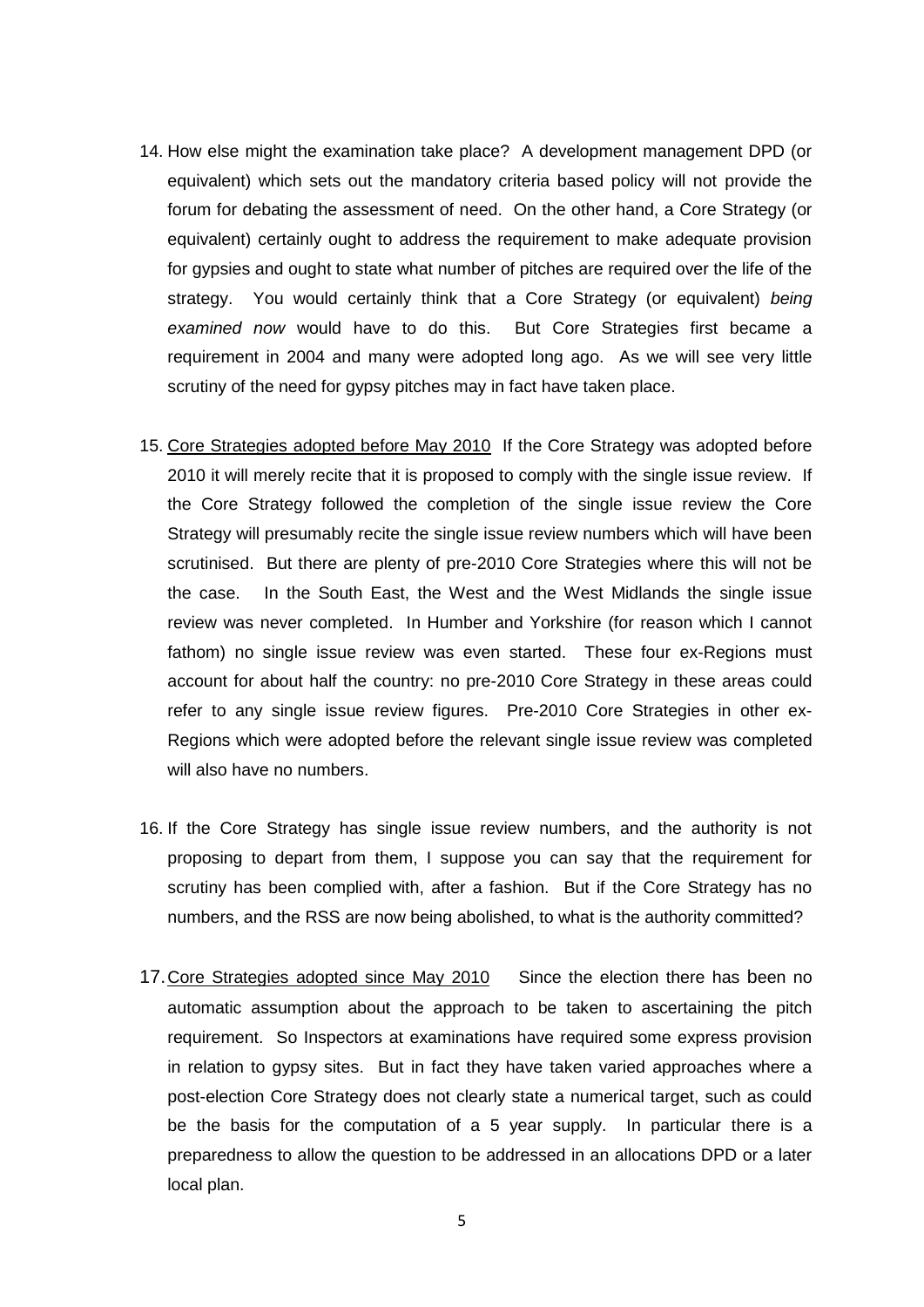14. How else might the examination take place? A development management DPD (or equivalent) which sets out the mandatory criteria based policy will not provide the forum for debating the assessment of need. On the other hand, a Core Strategy (or equivalent) certainly ought to address the requirement to make adequate provision for gypsies and ought to state what number of pitches are required over the life of the strategy. You would certainly think that a Core Strategy (or equivalent) *being examined now* would have to do this. But Core Strategies first became a requirement in 2004 and many were adopted long ago. As we will see very little scrutiny of the need for gypsy pitches may in fact have taken place.

15. <u>Core Strategies adopted before May 2010</u> If the Core Strategy was adopted before 2010 it will merely recite that it is proposed to comply with the single issue review. If the Core Strategy followed the completion of the single issue review the Core Strategy will presumably recite the single issue review numbers which will have been scrutinised. But there are plenty of pre-2010 Core Strategies where this will not be the case. In the South East, the West and the West Midlands the single issue review was never completed. In Humber and Yorkshire (for reason which I cannot fathom) no single issue review was even started. These four ex-Regions must account for about half the country: no pre-2010 Core Strategy in these areas could refer to any single issue review figures. Pre-2010 Core Strategies in other ex-Regions which were adopted before the relevant single issue review was completed will also have no numbers.

16. If the Core Strategy has single issue review numbers, and the authority is not proposing to depart from them, I suppose you can say that the requirement for scrutiny has been complied with, after a fashion. But if the Core Strategy has no numbers, and the RSS are now being abolished, to what is the authority committed?

17. <u>Core Strategies adopted since May 2010</u> Since the election there has been no automatic assumption about the approach to be taken to ascertaining the pitch requirement. So Inspectors at examinations have required some express provision in relation to gypsy sites. But in fact they have taken varied approaches where a post-election Core Strategy does not clearly state a numerical target, such as could be the basis for the computation of a 5 year supply. In particular there is a preparedness to allow the question to be addressed in an allocations DPD or a later local plan.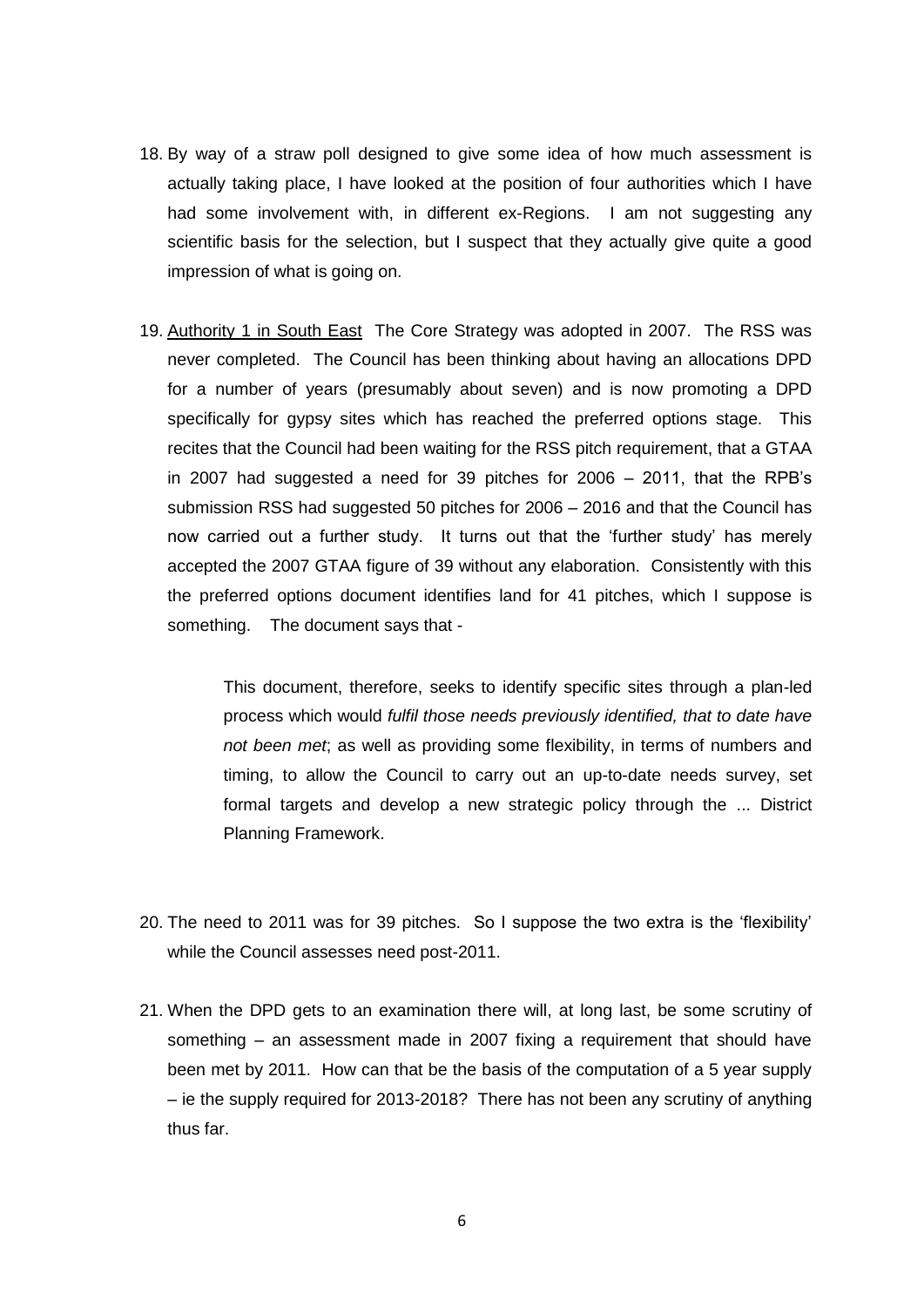18. By way of a straw poll designed to give some idea of how much assessment is actually taking place, I have looked at the position of four authorities which I have had some involvement with, in different ex-Regions. I am not suggesting any scientific basis for the selection, but I suspect that they actually give quite a good impression of what is going on.

19. <u>Authority 1 in South East</u> The Core Strategy was adopted in 2007. The RSS was never completed. The Council has been thinking about having an allocations DPD for a number of years (presumably about seven) and is now promoting a DPD specifically for gypsy sites which has reached the preferred options stage. This recites that the Council had been waiting for the RSS pitch requirement, that a GTAA in 2007 had suggested a need for 39 pitches for 2006 – 2011, that the RPB's submission RSS had suggested 50 pitches for 2006 – 2016 and that the Council has now carried out a further study. It turns out that the 'further study' has merely accepted the 2007 GTAA figure of 39 without any elaboration. Consistently with this the preferred options document identifies land for 41 pitches, which I suppose is something. The document says that -

    > This document, therefore, seeks to identify specific sites through a plan-led process which would *fulfil those needs previously identified, that to date have not been met*; as well as providing some flexibility, in terms of numbers and timing, to allow the Council to carry out an up-to-date needs survey, set formal targets and develop a new strategic policy through the ... District Planning Framework.

20. The need to 2011 was for 39 pitches. So I suppose the two extra is the 'flexibility' while the Council assesses need post-2011.

21. When the DPD gets to an examination there will, at long last, be some scrutiny of something – an assessment made in 2007 fixing a requirement that should have been met by 2011. How can that be the basis of the computation of a 5 year supply – ie the supply required for 2013-2018? There has not been any scrutiny of anything thus far.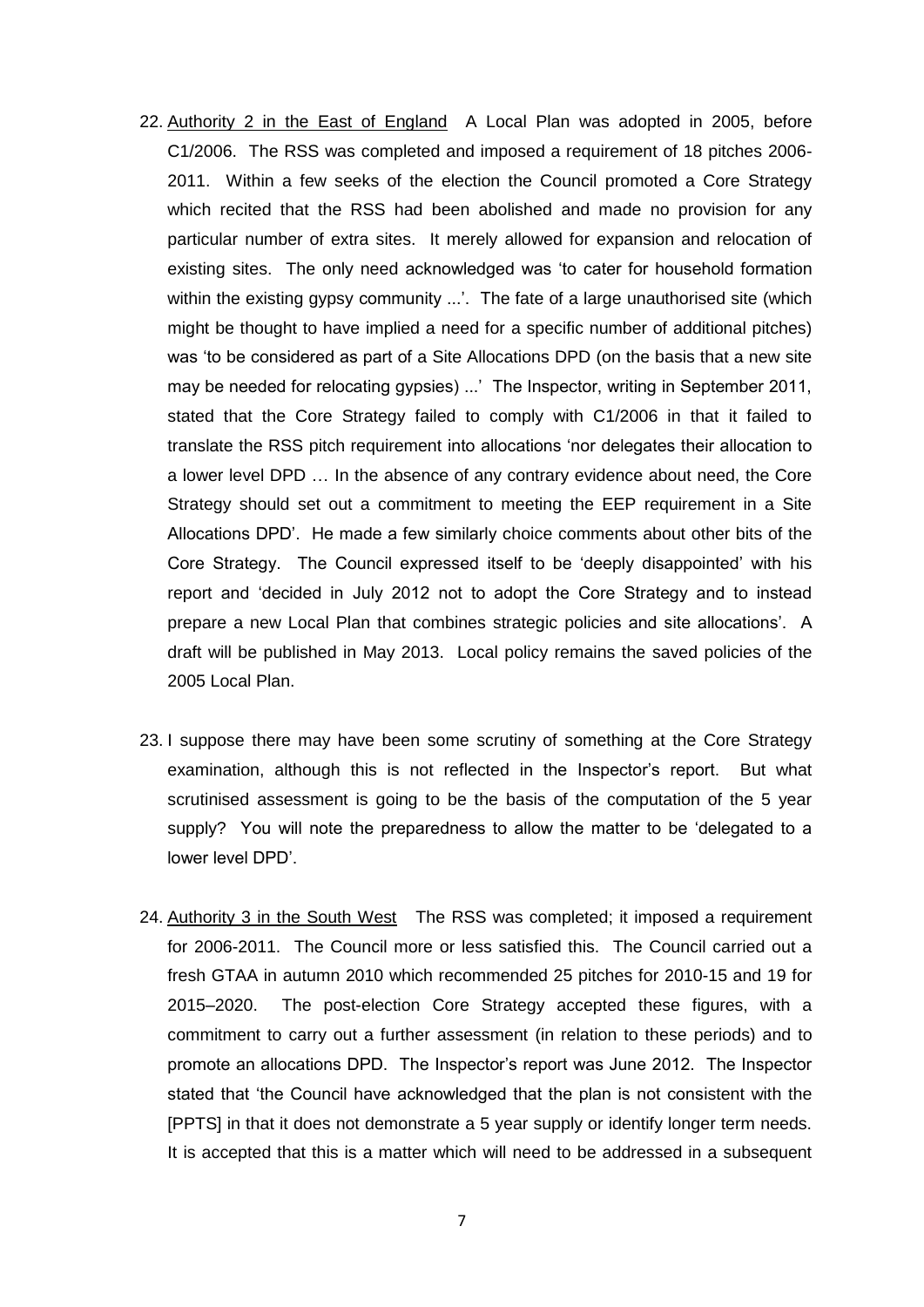22. Authority 2 in the East of England  A Local Plan was adopted in 2005, before C1/2006. The RSS was completed and imposed a requirement of 18 pitches 2006-2011. Within a few seeks of the election the Council promoted a Core Strategy which recited that the RSS had been abolished and made no provision for any particular number of extra sites. It merely allowed for expansion and relocation of existing sites. The only need acknowledged was 'to cater for household formation within the existing gypsy community ...'. The fate of a large unauthorised site (which might be thought to have implied a need for a specific number of additional pitches) was 'to be considered as part of a Site Allocations DPD (on the basis that a new site may be needed for relocating gypsies) ...' The Inspector, writing in September 2011, stated that the Core Strategy failed to comply with C1/2006 in that it failed to translate the RSS pitch requirement into allocations 'nor delegates their allocation to a lower level DPD … In the absence of any contrary evidence about need, the Core Strategy should set out a commitment to meeting the EEP requirement in a Site Allocations DPD'. He made a few similarly choice comments about other bits of the Core Strategy. The Council expressed itself to be 'deeply disappointed' with his report and 'decided in July 2012 not to adopt the Core Strategy and to instead prepare a new Local Plan that combines strategic policies and site allocations'. A draft will be published in May 2013. Local policy remains the saved policies of the 2005 Local Plan.

23. I suppose there may have been some scrutiny of something at the Core Strategy examination, although this is not reflected in the Inspector's report. But what scrutinised assessment is going to be the basis of the computation of the 5 year supply? You will note the preparedness to allow the matter to be 'delegated to a lower level DPD'.

24. Authority 3 in the South West  The RSS was completed; it imposed a requirement for 2006-2011. The Council more or less satisfied this. The Council carried out a fresh GTAA in autumn 2010 which recommended 25 pitches for 2010-15 and 19 for 2015–2020. The post-election Core Strategy accepted these figures, with a commitment to carry out a further assessment (in relation to these periods) and to promote an allocations DPD. The Inspector's report was June 2012. The Inspector stated that 'the Council have acknowledged that the plan is not consistent with the [PPTS] in that it does not demonstrate a 5 year supply or identify longer term needs. It is accepted that this is a matter which will need to be addressed in a subsequent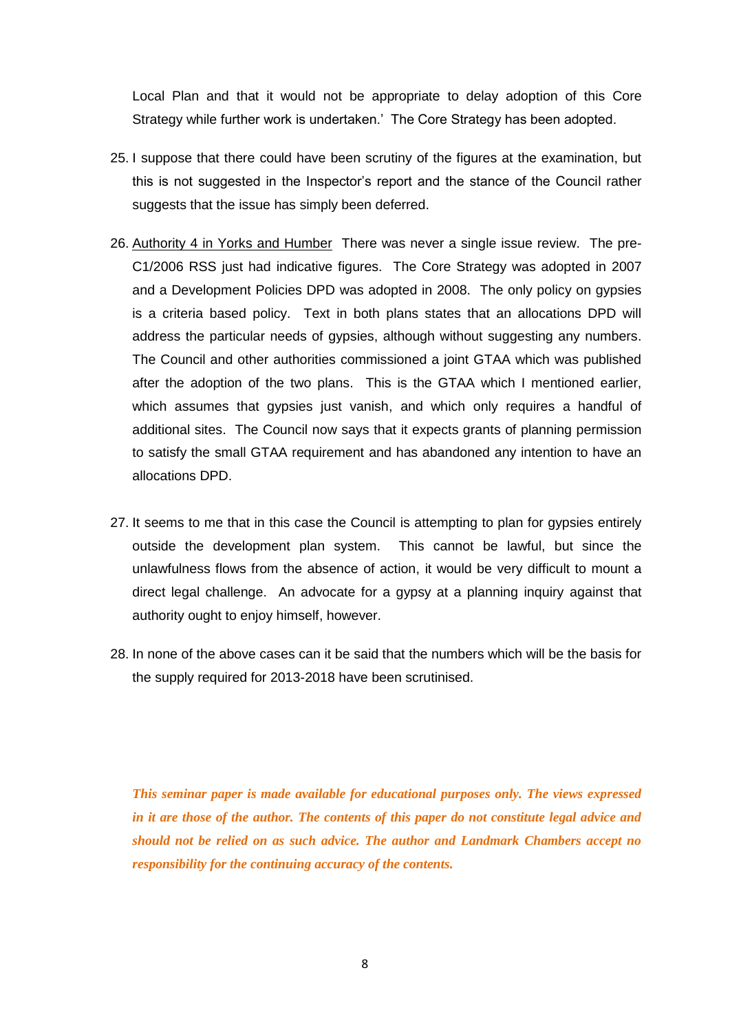Local Plan and that it would not be appropriate to delay adoption of this Core Strategy while further work is undertaken.' The Core Strategy has been adopted.

25. I suppose that there could have been scrutiny of the figures at the examination, but this is not suggested in the Inspector's report and the stance of the Council rather suggests that the issue has simply been deferred.

26. <u>Authority 4 in Yorks and Humber</u> There was never a single issue review. The pre-C1/2006 RSS just had indicative figures. The Core Strategy was adopted in 2007 and a Development Policies DPD was adopted in 2008. The only policy on gypsies is a criteria based policy. Text in both plans states that an allocations DPD will address the particular needs of gypsies, although without suggesting any numbers. The Council and other authorities commissioned a joint GTAA which was published after the adoption of the two plans. This is the GTAA which I mentioned earlier, which assumes that gypsies just vanish, and which only requires a handful of additional sites. The Council now says that it expects grants of planning permission to satisfy the small GTAA requirement and has abandoned any intention to have an allocations DPD.

27. It seems to me that in this case the Council is attempting to plan for gypsies entirely outside the development plan system. This cannot be lawful, but since the unlawfulness flows from the absence of action, it would be very difficult to mount a direct legal challenge. An advocate for a gypsy at a planning inquiry against that authority ought to enjoy himself, however.

28. In none of the above cases can it be said that the numbers which will be the basis for the supply required for 2013-2018 have been scrutinised.

***This seminar paper is made available for educational purposes only. The views expressed in it are those of the author. The contents of this paper do not constitute legal advice and should not be relied on as such advice. The author and Landmark Chambers accept no responsibility for the continuing accuracy of the contents.***